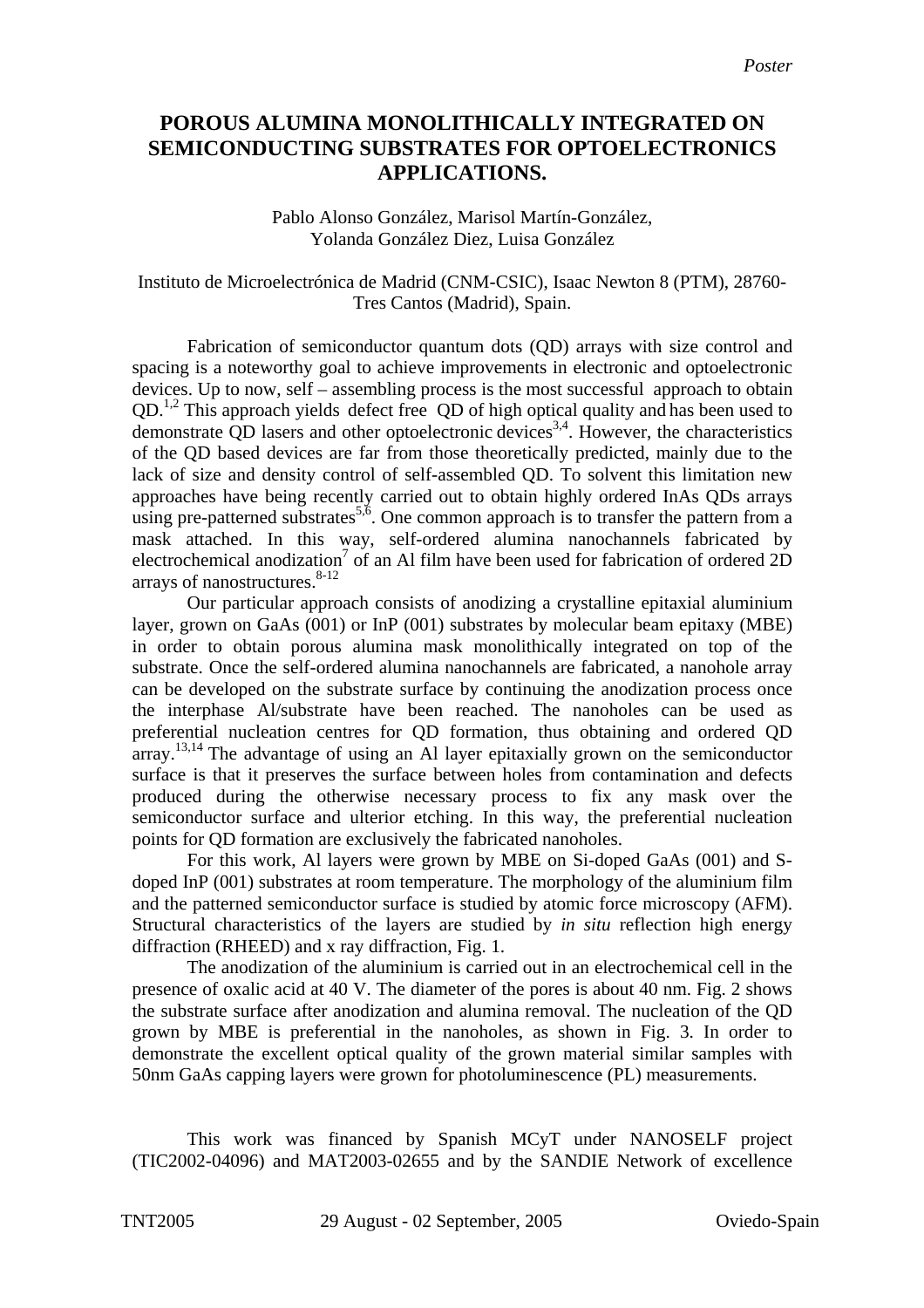*Poster*

# POROUS ALUMINA MONOLITHICALLY INTEGRATED ON SEMICONDUCTING SUBSTRATES FOR OPTOELECTRONICS APPLICATIONS.

Pablo Alonso González, Marisol Martín-González, Yolanda González Diez, Luisa González

Instituto de Microelectrónica de Madrid (CNM-CSIC), Isaac Newton 8 (PTM), 28760-Tres Cantos (Madrid), Spain.

Fabrication of semiconductor quantum dots (QD) arrays with size control and spacing is a noteworthy goal to achieve improvements in electronic and optoelectronic devices. Up to now, self – assembling process is the most successful approach to obtain QD.[1,2] This approach yields defect free QD of high optical quality and has been used to demonstrate QD lasers and other optoelectronic devices[3,4]. However, the characteristics of the QD based devices are far from those theoretically predicted, mainly due to the lack of size and density control of self-assembled QD. To solvent this limitation new approaches have being recently carried out to obtain highly ordered InAs QDs arrays using pre-patterned substrates[5,6]. One common approach is to transfer the pattern from a mask attached. In this way, self-ordered alumina nanochannels fabricated by electrochemical anodization[7] of an Al film have been used for fabrication of ordered 2D arrays of nanostructures.[8-12]

Our particular approach consists of anodizing a crystalline epitaxial aluminium layer, grown on GaAs (001) or InP (001) substrates by molecular beam epitaxy (MBE) in order to obtain porous alumina mask monolithically integrated on top of the substrate. Once the self-ordered alumina nanochannels are fabricated, a nanohole array can be developed on the substrate surface by continuing the anodization process once the interphase Al/substrate have been reached. The nanoholes can be used as preferential nucleation centres for QD formation, thus obtaining and ordered QD array.[13,14] The advantage of using an Al layer epitaxially grown on the semiconductor surface is that it preserves the surface between holes from contamination and defects produced during the otherwise necessary process to fix any mask over the semiconductor surface and ulterior etching. In this way, the preferential nucleation points for QD formation are exclusively the fabricated nanoholes.

For this work, Al layers were grown by MBE on Si-doped GaAs (001) and S-doped InP (001) substrates at room temperature. The morphology of the aluminium film and the patterned semiconductor surface is studied by atomic force microscopy (AFM). Structural characteristics of the layers are studied by *in situ* reflection high energy diffraction (RHEED) and x ray diffraction, Fig. 1.

The anodization of the aluminium is carried out in an electrochemical cell in the presence of oxalic acid at 40 V. The diameter of the pores is about 40 nm. Fig. 2 shows the substrate surface after anodization and alumina removal. The nucleation of the QD grown by MBE is preferential in the nanoholes, as shown in Fig. 3. In order to demonstrate the excellent optical quality of the grown material similar samples with 50nm GaAs capping layers were grown for photoluminescence (PL) measurements.

This work was financed by Spanish MCyT under NANOSELF project (TIC2002-04096) and MAT2003-02655 and by the SANDIE Network of excellence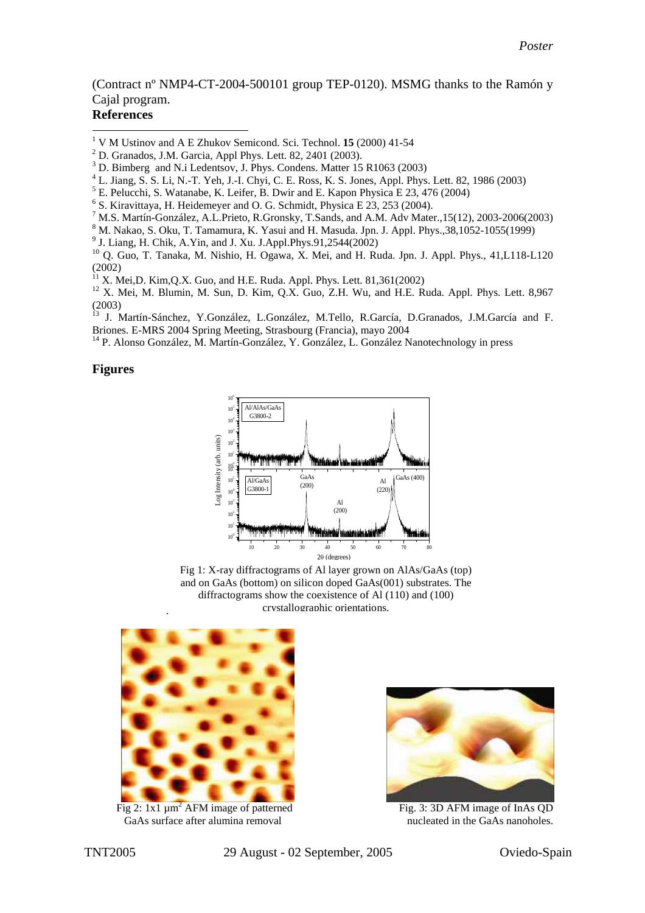(Contract nº NMP4-CT-2004-500101 group TEP-0120). MSMG thanks to the Ramón y Cajal program.

**References**

[1] V M Ustinov and A E Zhukov Semicond. Sci. Technol. **15** (2000) 41-54

[2] D. Granados, J.M. Garcia, Appl Phys. Lett. 82, 2401 (2003).

[3] D. Bimberg and N.i Ledentsov, J. Phys. Condens. Matter 15 R1063 (2003)

[4] L. Jiang, S. S. Li, N.-T. Yeh, J.-I. Chyi, C. E. Ross, K. S. Jones, Appl. Phys. Lett. 82, 1986 (2003)

[5] E. Pelucchi, S. Watanabe, K. Leifer, B. Dwir and E. Kapon Physica E 23, 476 (2004)

[6] S. Kiravittaya, H. Heidemeyer and O. G. Schmidt, Physica E 23, 253 (2004).

[7] M.S. Martín-González, A.L.Prieto, R.Gronsky, T.Sands, and A.M. Adv Mater.,15(12), 2003-2006(2003)

[8] M. Nakao, S. Oku, T. Tamamura, K. Yasui and H. Masuda. Jpn. J. Appl. Phys.,38,1052-1055(1999)

[9] J. Liang, H. Chik, A.Yin, and J. Xu. J.Appl.Phys.91,2544(2002)

[10] Q. Guo, T. Tanaka, M. Nishio, H. Ogawa, X. Mei, and H. Ruda. Jpn. J. Appl. Phys., 41,L118-L120 (2002)

[11] X. Mei,D. Kim,Q.X. Guo, and H.E. Ruda. Appl. Phys. Lett. 81,361(2002)

[12] X. Mei, M. Blumin, M. Sun, D. Kim, Q.X. Guo, Z.H. Wu, and H.E. Ruda. Appl. Phys. Lett. 8,967 (2003)

[13] J. Martín-Sánchez, Y.González, L.González, M.Tello, R.García, D.Granados, J.M.García and F. Briones. E-MRS 2004 Spring Meeting, Strasbourg (Francia), mayo 2004

[14] P. Alonso González, M. Martín-González, Y. González, L. González Nanotechnology in press

**Figures**

Al/AlAs/GaAs
G3800-2

Al/GaAs
G3800-1

GaAs (200)

Al (200)

Al (220)

GaAs (400)

Log Intensity (arb. units)

2θ (degrees)

Fig 1: X-ray diffractograms of Al layer grown on AlAs/GaAs (top) and on GaAs (bottom) on silicon doped GaAs(001) substrates. The diffractograms show the coexistence of Al (110) and (100) crystallographic orientations.

Fig 2: 1x1 $\mu m^2$ AFM image of patterned GaAs surface after alumina removal

Fig. 3: 3D AFM image of InAs QD nucleated in the GaAs nanoholes.